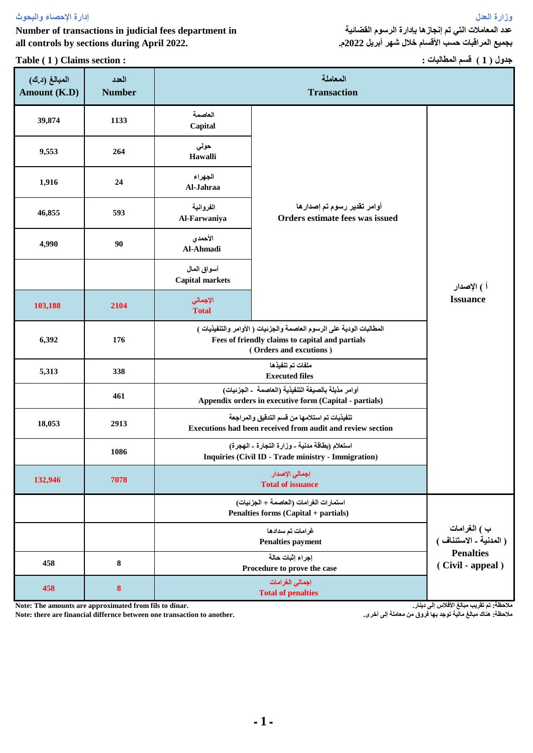وزارة العدل

إدارة الإحصاء والبحوث

**عدد المعاملات التي تم إنجازها بإدارة الرسوم القضائية بجميع المراقبات حسب الأقسام خلال شهر أبريل 2022م.**

**Number of transactions in judicial fees department in all controls by sections during April 2022.**

**جدول ( 1 ) قسم المطالبات :**

**Table ( 1 ) Claims section :**

| المبالغ (د.ك) Amount (K.D) | العدد Number | المعاملة Transaction | | |
|---|---|---|---|---|
| 39,874 | 1133 | العاصمة Capital | أوامر تقدير رسوم تم إصدارها Orders estimate fees was issued | أ ) الإصدار Issuance |
| 9,553 | 264 | حولي Hawalli | | |
| 1,916 | 24 | الجهراء Al-Jahraa | | |
| 46,855 | 593 | الفروانية Al-Farwaniya | | |
| 4,990 | 90 | الأحمدي Al-Ahmadi | | |
| | | أسواق المال Capital markets | | |
| **103,188** | **2104** | **الإجمالي Total** | | |
| 6,392 | 176 | المطالبات الودية على الرسوم العاصمة والجزئيات ( الأوامر والتنفيذيات ) Fees of friendly claims to capital and partials ( Orders and excutions ) | | |
| 5,313 | 338 | ملفات تم تنفيذها Executed files | | |
| | 461 | أوامر مذيلة بالصيغة التنفيذية (العاصمة - الجزئيات) Appendix orders in executive form (Capital - partials) | | |
| 18,053 | 2913 | تنفيذيات تم استلامها من قسم التدقيق والمراجعة Executions had been received from audit and review section | | |
| | 1086 | استعلام (بطاقة مدنية - وزارة التجارة - الهجرة) Inquiries (Civil ID - Trade ministry - Immigration) | | |
| **132,946** | **7078** | **إجمالي الإصدار Total of issuance** | | |
| | | استمارات الغرامات (العاصمة + الجزئيات) Penalties forms (Capital + partials) | | ب ) الغرامات ( المدنية - الاستئناف ) Penalties ( Civil - appeal ) |
| | | غرامات تم سدادها Penalties payment | | |
| 458 | 8 | إجراء إثبات حالة Procedure to prove the case | | |
| **458** | **8** | **إجمالي الغرامات Total of penalties** | | |

ملاحظة: تم تقريب مبالغ الأفلاس إلى دينار.

ملاحظة: هناك مبالغ مالية توجد بها فروق من معاملة إلى أخرى.

Note: The amounts are approximated from fils to dinar.

Note: there are financial differnce between one transaction to another.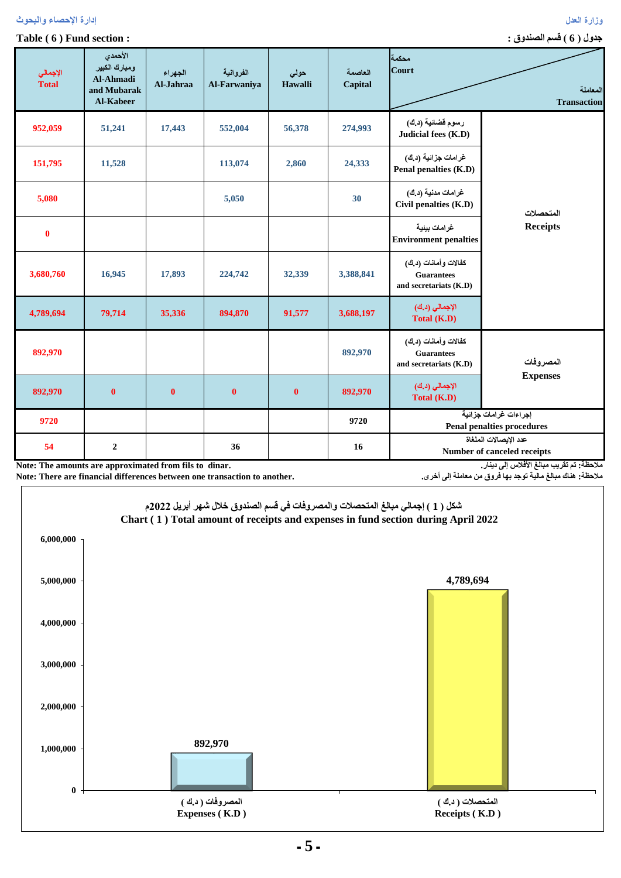## جدول ( 6 ) قسم الصندوق :

## Table ( 6 ) Fund section :

| المعاملة Transaction | | العاصمة Capital | حولي Hawalli | الفروانية Al-Farwaniya | الجهراء Al-Jahraa | الأحمدي ومبارك الكبير Al-Ahmadi and Mubarak Al-Kabeer | الإجمالي Total |
|---|---|---|---|---|---|---|---|
| المتحصلات Receipts | رسوم قضائية (د.ك) Judicial fees (K.D) | 274,993 | 56,378 | 552,004 | 17,443 | 51,241 | 952,059 |
| | غرامات جزائية (د.ك) Penal penalties (K.D) | 24,333 | 2,860 | 113,074 | | 11,528 | 151,795 |
| | غرامات مدنية (د.ك) Civil penalties (K.D) | 30 | | 5,050 | | | 5,080 |
| | غرامات بيئية Environment penalties | | | | | | 0 |
| | كفالات وأمانات (د.ك) Guarantees and secretariats (K.D) | 3,388,841 | 32,339 | 224,742 | 17,893 | 16,945 | 3,680,760 |
| | الإجمالي (د.ك) Total (K.D) | 3,688,197 | 91,577 | 894,870 | 35,336 | 79,714 | 4,789,694 |
| المصروفات Expenses | كفالات وأمانات (د.ك) Guarantees and secretariats (K.D) | 892,970 | | | | | 892,970 |
| | الإجمالي (د.ك) Total (K.D) | 892,970 | 0 | 0 | 0 | 0 | 892,970 |
| إجراءات غرامات جزائية Penal penalties procedures | | 9720 | | | | | 9720 |
| عدد الإيصالات الملغاة Number of canceled receipts | | 16 | | 36 | | 2 | 54 |

ملاحظة: تم تقريب مبالغ الأفلاس إلى دينار.
Note: The amounts are approximated from fils to dinar.

ملاحظة: هناك مبالغ مالية توجد بها فروق من معاملة إلى أخرى.
Note: There are financial differences between one transaction to another.

شكل ( 1 ) إجمالي مبالغ المتحصلات والمصروفات في قسم الصندوق خلال شهر أبريل 2022م
Chart ( 1 ) Total amount of receipts and expenses in fund section during April 2022

| | المصروفات ( د.ك ) Expenses ( K.D ) | المتحصلات ( د.ك ) Receipts ( K.D ) |
|---|---|---|
| Amount | 892,970 | 4,789,694 |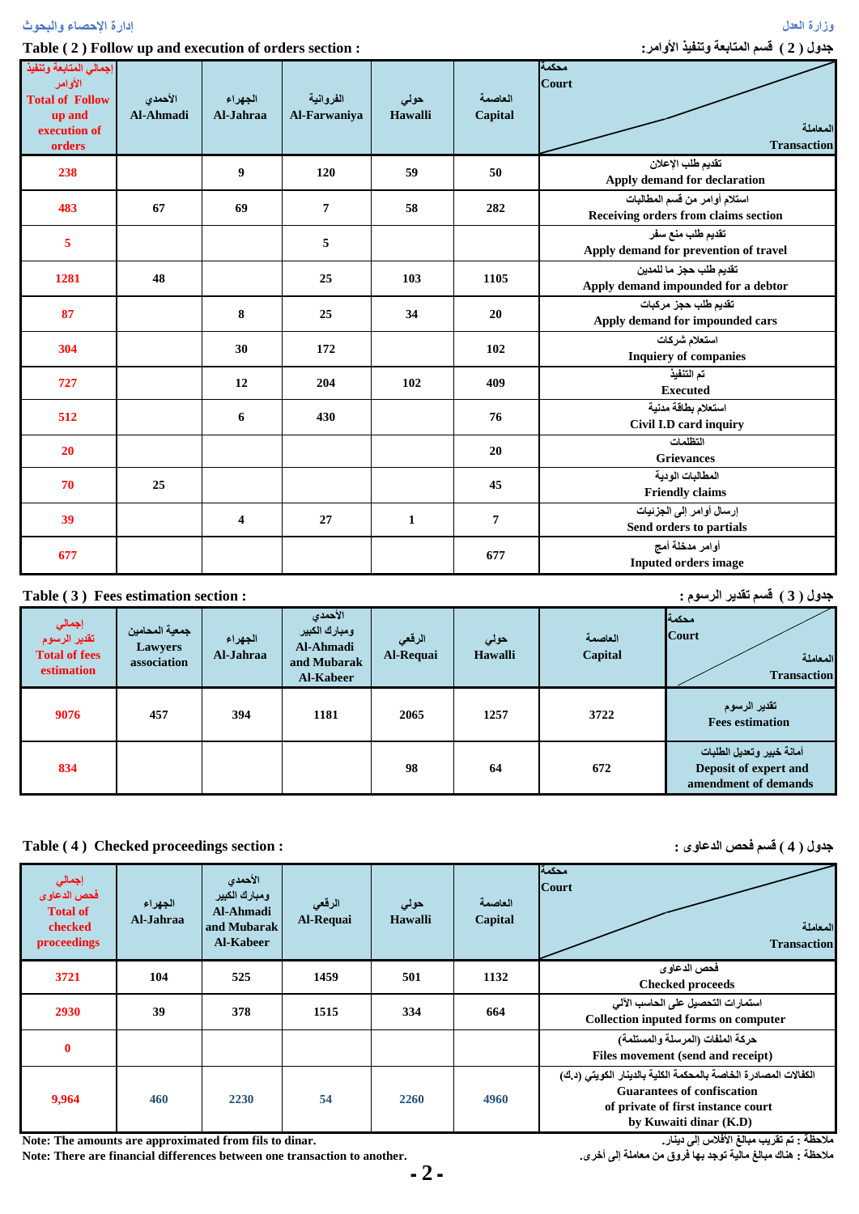## Table ( 2 ) Follow up and execution of orders section : جدول ( 2 ) قسم المتابعة وتنفيذ الأوامر:

| إجمالي المتابعة وتنفيذ الأوامر Total of Follow up and execution of orders | الأحمدي Al-Ahmadi | الجهراء Al-Jahraa | الفروانية Al-Farwaniya | حولي Hawalli | العاصمة Capital | محكمة Court / المعاملة Transaction |
|---|---|---|---|---|---|---|
| 238 | | 9 | 120 | 59 | 50 | تقديم طلب الإعلان Apply demand for declaration |
| 483 | 67 | 69 | 7 | 58 | 282 | استلام أوامر من قسم المطالبات Receiving orders from claims section |
| 5 | | | 5 | | | تقديم طلب منع سفر Apply demand for prevention of travel |
| 1281 | 48 | | 25 | 103 | 1105 | تقديم طلب حجز ما للمدين Apply demand impounded for a debtor |
| 87 | | 8 | 25 | 34 | 20 | تقديم طلب حجز مركبات Apply demand for impounded cars |
| 304 | | 30 | 172 | | 102 | استعلام شركات Inquiery of companies |
| 727 | | 12 | 204 | 102 | 409 | تم التنفيذ Executed |
| 512 | | 6 | 430 | | 76 | استعلام بطاقة مدنية Civil I.D card inquiry |
| 20 | | | | | 20 | التظلمات Grievances |
| 70 | 25 | | | | 45 | المطالبات الودية Friendly claims |
| 39 | | 4 | 27 | 1 | 7 | إرسال أوامر إلى الجزئيات Send orders to partials |
| 677 | | | | | 677 | أوامر مدخلة أمج Inputed orders image |

## Table ( 3 ) Fees estimation section : جدول ( 3 ) قسم تقدير الرسوم :

| إجمالي تقدير الرسوم Total of fees estimation | جمعية المحامين Lawyers association | الجهراء Al-Jahraa | الأحمدي ومبارك الكبير Al-Ahmadi and Mubarak Al-Kabeer | الرقعي Al-Requai | حولي Hawalli | العاصمة Capital | محكمة Court / المعاملة Transaction |
|---|---|---|---|---|---|---|---|
| 9076 | 457 | 394 | 1181 | 2065 | 1257 | 3722 | تقدير الرسوم Fees estimation |
| 834 | | | | 98 | 64 | 672 | أمانة خبير وتعديل الطلبات Deposit of expert and amendment of demands |

## Table ( 4 ) Checked proceedings section : جدول ( 4 ) قسم فحص الدعاوى :

| إجمالي فحص الدعاوى Total of checked proceedings | الجهراء Al-Jahraa | الأحمدي ومبارك الكبير Al-Ahmadi and Mubarak Al-Kabeer | الرقعي Al-Requai | حولي Hawalli | العاصمة Capital | محكمة Court / المعاملة Transaction |
|---|---|---|---|---|---|---|
| 3721 | 104 | 525 | 1459 | 501 | 1132 | فحص الدعاوى Checked proceeds |
| 2930 | 39 | 378 | 1515 | 334 | 664 | استمارات التحصيل على الحاسب الآلي Collection inputed forms on computer |
| 0 | | | | | | حركة الملفات (المرسلة والمستلمة) Files movement (send and receipt) |
| 9,964 | 460 | 2230 | 54 | 2260 | 4960 | الكفالات المصادرة الخاصة بالمحكمة الكلية بالدينار الكويتي (د.ك) Guarantees of confiscation of private of first instance court by Kuwaiti dinar (K.D) |

Note: The amounts are approximated from fils to dinar. ملاحظة : تم تقريب مبالغ الأفلاس إلى دينار.

Note: There are financial differences between one transaction to another. ملاحظة : هناك مبالغ مالية توجد بها فروق من معاملة إلى أخرى.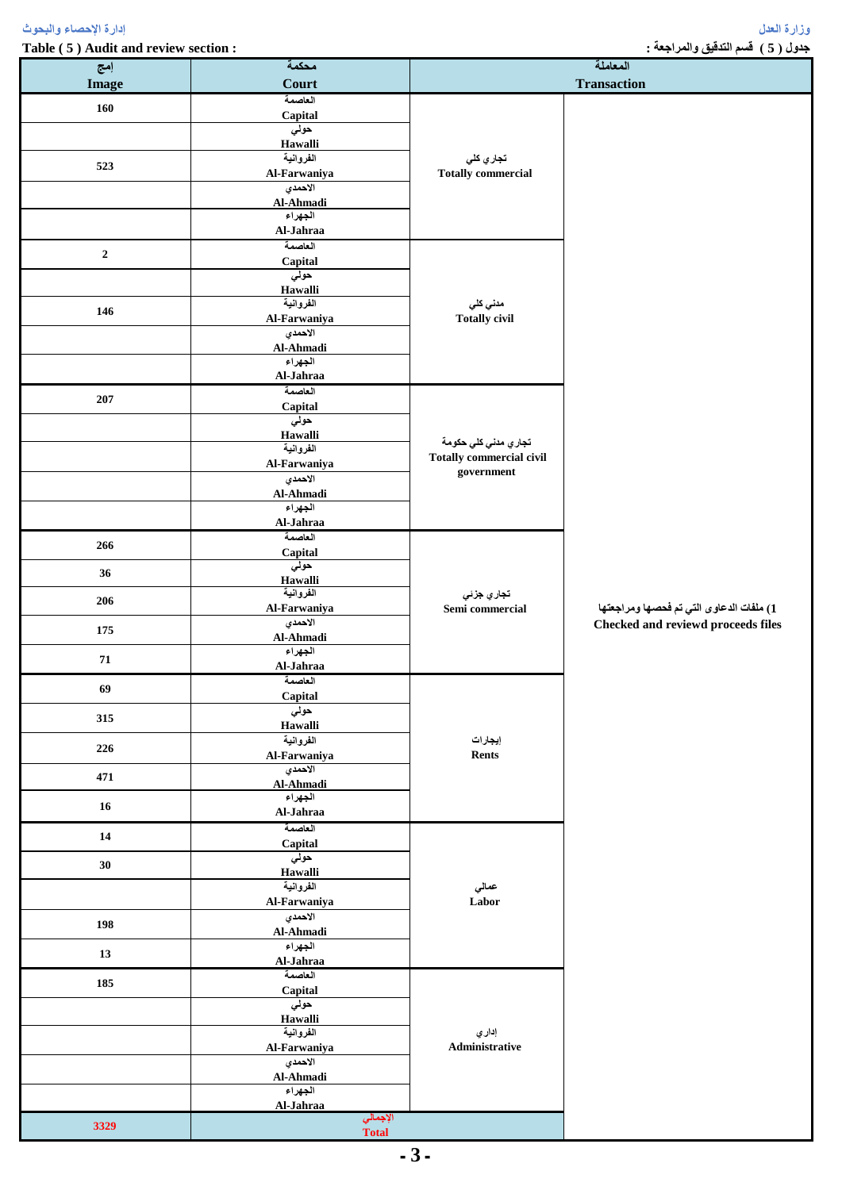وزارة العدل
إدارة الإحصاء والبحوث

جدول ( 5 ) قسم التدقيق والمراجعة :
**Table ( 5 ) Audit and review section :**

| المعاملة Transaction | | محكمة Court | إمج Image |
|---|---|---|---|
| 1) ملفات الدعاوى التي تم فحصها ومراجعتها Checked and reviewd proceeds files | تجاري كلي Totally commercial | العاصمة Capital | 160 |
| | | حولي Hawalli | |
| | | الفروانية Al-Farwaniya | 523 |
| | | الاحمدي Al-Ahmadi | |
| | | الجهراء Al-Jahraa | |
| | مدني كلي Totally civil | العاصمة Capital | 2 |
| | | حولي Hawalli | |
| | | الفروانية Al-Farwaniya | 146 |
| | | الاحمدي Al-Ahmadi | |
| | | الجهراء Al-Jahraa | |
| | تجاري مدني كلي حكومة Totally commercial civil government | العاصمة Capital | 207 |
| | | حولي Hawalli | |
| | | الفروانية Al-Farwaniya | |
| | | الاحمدي Al-Ahmadi | |
| | | الجهراء Al-Jahraa | |
| | تجاري جزئي Semi commercial | العاصمة Capital | 266 |
| | | حولي Hawalli | 36 |
| | | الفروانية Al-Farwaniya | 206 |
| | | الاحمدي Al-Ahmadi | 175 |
| | | الجهراء Al-Jahraa | 71 |
| | إيجارات Rents | العاصمة Capital | 69 |
| | | حولي Hawalli | 315 |
| | | الفروانية Al-Farwaniya | 226 |
| | | الاحمدي Al-Ahmadi | 471 |
| | | الجهراء Al-Jahraa | 16 |
| | عمالي Labor | العاصمة Capital | 14 |
| | | حولي Hawalli | 30 |
| | | الفروانية Al-Farwaniya | |
| | | الاحمدي Al-Ahmadi | 198 |
| | | الجهراء Al-Jahraa | 13 |
| | إداري Administrative | العاصمة Capital | 185 |
| | | حولي Hawalli | |
| | | الفروانية Al-Farwaniya | |
| | | الاحمدي Al-Ahmadi | |
| | | الجهراء Al-Jahraa | |
| | | الإجمالي Total | 3329 |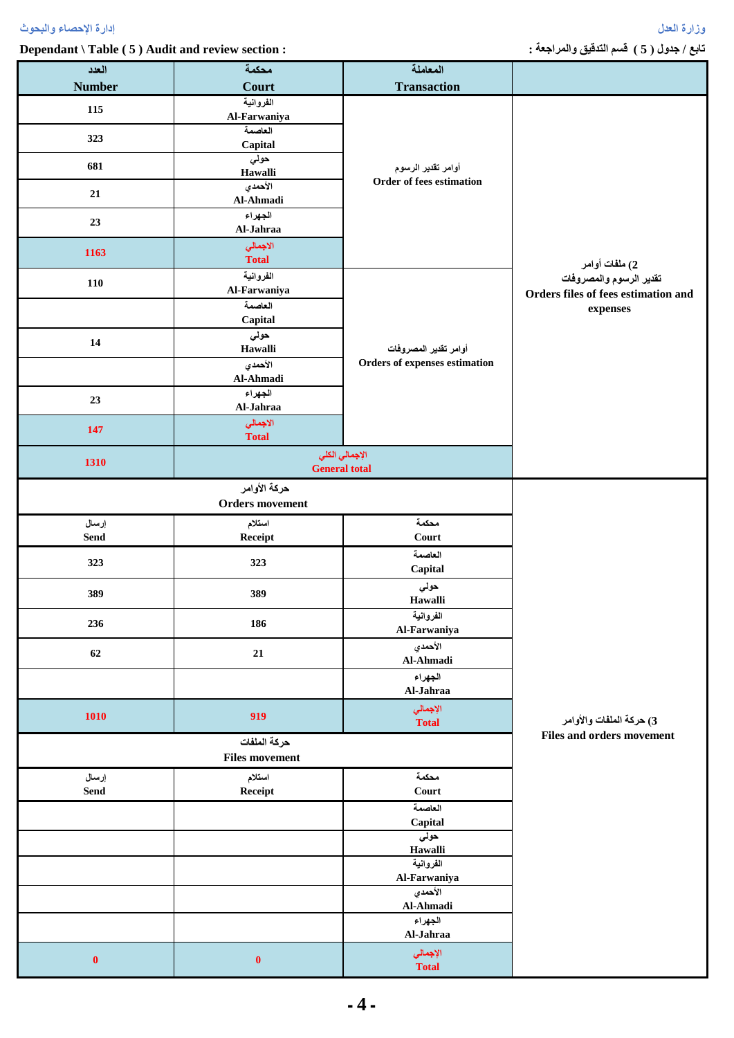Dependant \ Table ( 5 ) Audit and review section :

تابع / جدول ( 5 ) قسم التدقيق والمراجعة :

| العدد Number | محكمة Court | المعاملة Transaction | |
|---|---|---|---|
| 115 | الفروانية Al-Farwaniya | أوامر تقدير الرسوم Order of fees estimation | 2) ملفات أوامر تقدير الرسوم والمصروفات Orders files of fees estimation and expenses |
| 323 | العاصمة Capital | | |
| 681 | حولي Hawalli | | |
| 21 | الأحمدي Al-Ahmadi | | |
| 23 | الجهراء Al-Jahraa | | |
| 1163 | الاجمالي Total | | |
| 110 | الفروانية Al-Farwaniya | أوامر تقدير المصروفات Orders of expenses estimation | |
| | العاصمة Capital | | |
| 14 | حولي Hawalli | | |
| | الأحمدي Al-Ahmadi | | |
| 23 | الجهراء Al-Jahraa | | |
| 147 | الاجمالي Total | | |
| 1310 | الإجمالي الكلي General total | | |

| إرسال Send | استلام Receipt | محكمة Court | |
|---|---|---|---|
| حركة الأوامر Orders movement | | | 3) حركة الملفات والأوامر Files and orders movement |
| 323 | 323 | العاصمة Capital | |
| 389 | 389 | حولي Hawalli | |
| 236 | 186 | الفروانية Al-Farwaniya | |
| 62 | 21 | الأحمدي Al-Ahmadi | |
| | | الجهراء Al-Jahraa | |
| 1010 | 919 | الإجمالي Total | |
| حركة الملفات Files movement | | | |
| إرسال Send | استلام Receipt | محكمة Court | |
| | | العاصمة Capital | |
| | | حولي Hawalli | |
| | | الفروانية Al-Farwaniya | |
| | | الأحمدي Al-Ahmadi | |
| | | الجهراء Al-Jahraa | |
| 0 | 0 | الإجمالي Total | |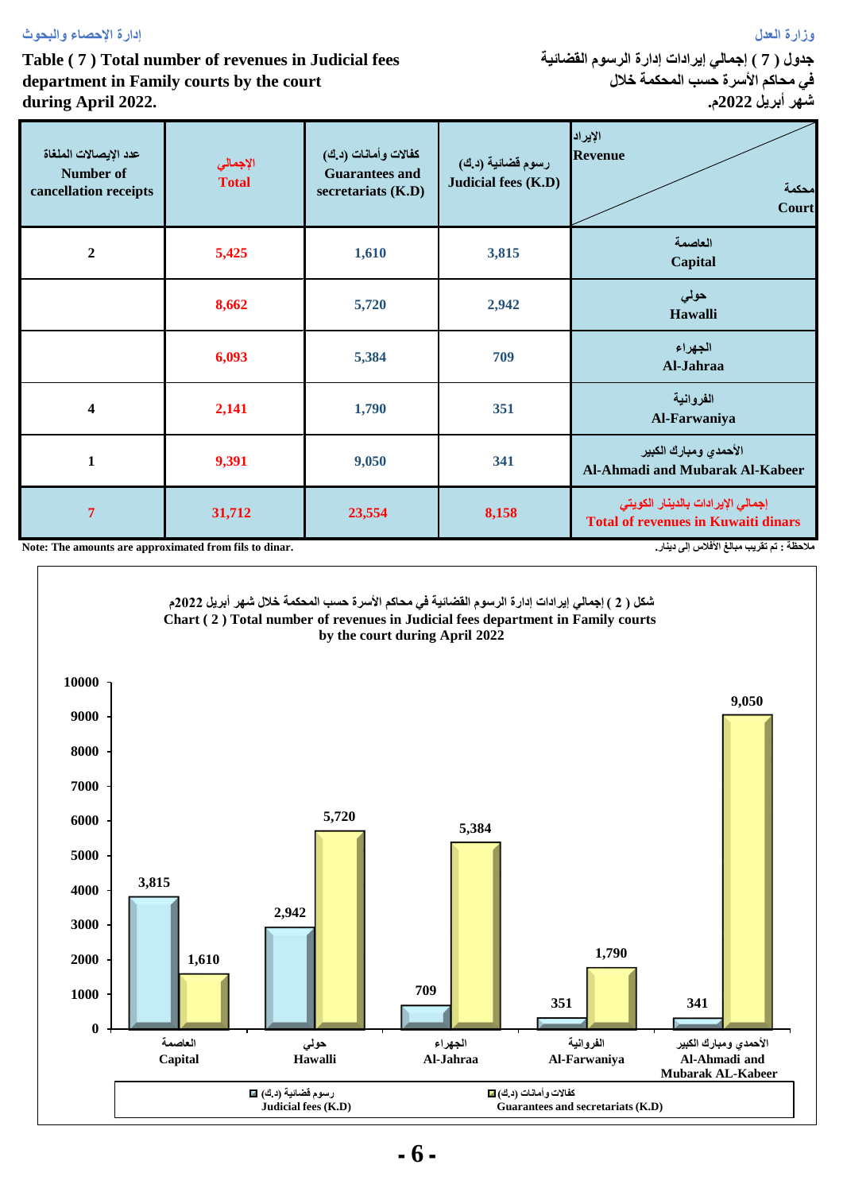**Table ( 7 ) Total number of revenues in Judicial fees department in Family courts by the court during April 2022.**

**جدول ( 7 ) إجمالي إيرادات إدارة الرسوم القضائية في محاكم الأسرة حسب المحكمة خلال شهر أبريل 2022م.**

| عدد الإيصالات الملغاة Number of cancellation receipts | الإجمالي Total | كفالات وأمانات (د.ك) Guarantees and secretariats (K.D) | رسوم قضائية (د.ك) Judicial fees (K.D) | الإيراد Revenue / محكمة Court |
|---|---|---|---|---|
| 2 | 5,425 | 1,610 | 3,815 | العاصمة Capital |
| | 8,662 | 5,720 | 2,942 | حولي Hawalli |
| | 6,093 | 5,384 | 709 | الجهراء Al-Jahraa |
| 4 | 2,141 | 1,790 | 351 | الفروانية Al-Farwaniya |
| 1 | 9,391 | 9,050 | 341 | الأحمدي ومبارك الكبير Al-Ahmadi and Mubarak Al-Kabeer |
| 7 | 31,712 | 23,554 | 8,158 | إجمالي الإيرادات بالدينار الكويتي Total of revenues in Kuwaiti dinars |

Note: The amounts are approximated from fils to dinar.

ملاحظة : تم تقريب مبالغ الأفلاس إلى دينار.

شكل ( 2 ) إجمالي إيرادات إدارة الرسوم القضائية في محاكم الأسرة حسب المحكمة خلال شهر أبريل 2022م

Chart ( 2 ) Total number of revenues in Judicial fees department in Family courts by the court during April 2022

| Court | رسوم قضائية (د.ك) Judicial fees (K.D) | كفالات وأمانات (د.ك) Guarantees and secretariats (K.D) |
|---|---|---|
| العاصمة Capital | 3,815 | 1,610 |
| حولي Hawalli | 2,942 | 5,720 |
| الجهراء Al-Jahraa | 709 | 5,384 |
| الفروانية Al-Farwaniya | 351 | 1,790 |
| الأحمدي ومبارك الكبير Al-Ahmadi and Mubarak AL-Kabeer | 341 | 9,050 |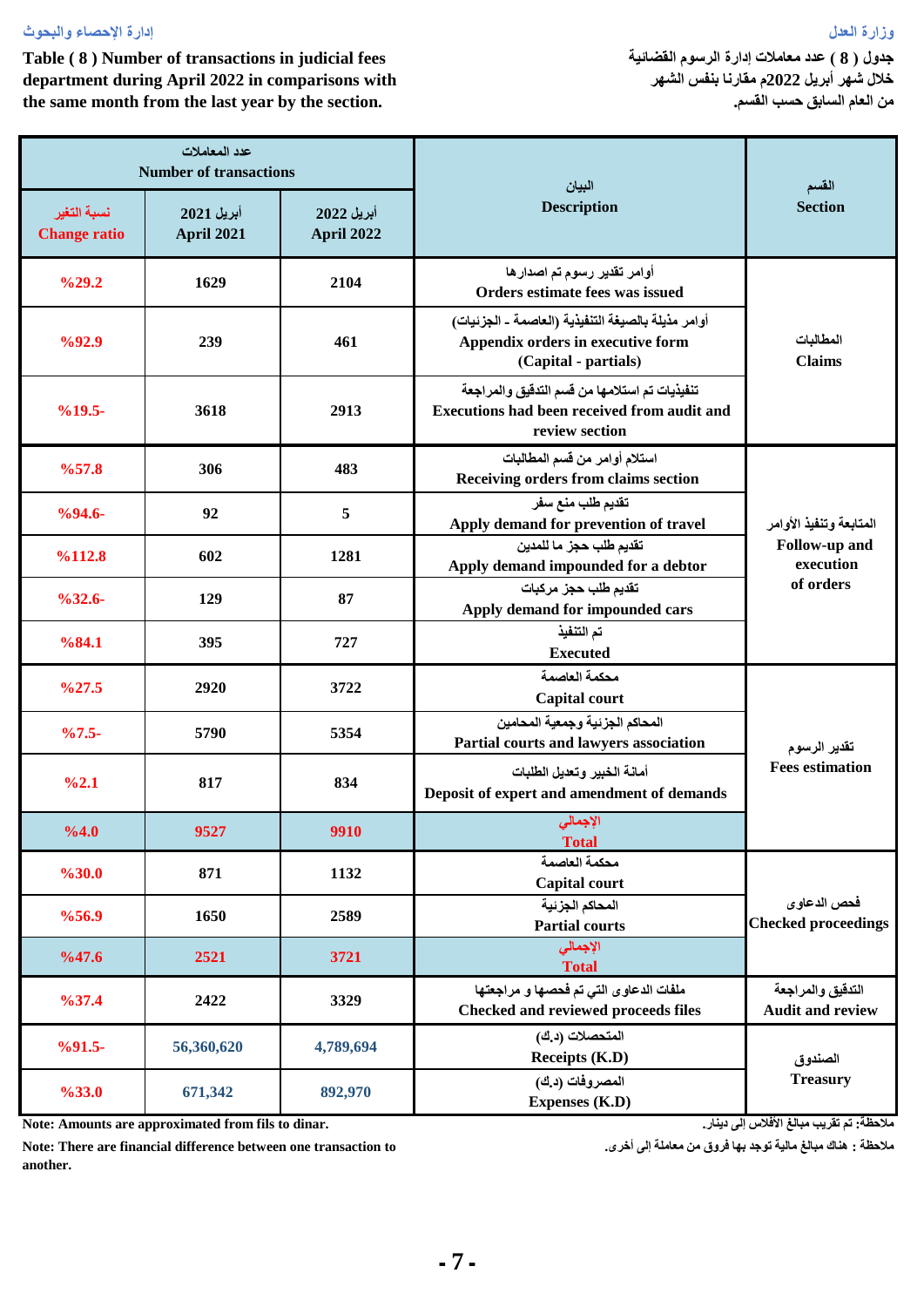إدارة الإحصاء والبحوث

وزارة العدل

**Table ( 8 ) Number of transactions in judicial fees department during April 2022 in comparisons with the same month from the last year by the section.**

**جدول ( 8 ) عدد معاملات إدارة الرسوم القضائية خلال شهر أبريل 2022م مقارنا بنفس الشهر من العام السابق حسب القسم.**

| عدد المعاملات Number of transactions | | | البيان Description | القسم Section |
|---|---|---|---|---|
| نسبة التغير Change ratio | أبريل 2021 April 2021 | أبريل 2022 April 2022 | | |
| %29.2 | 1629 | 2104 | أوامر تقدير رسوم تم اصدارها Orders estimate fees was issued | المطالبات Claims |
| %92.9 | 239 | 461 | أوامر مذيلة بالصيغة التنفيذية (العاصمة - الجزئيات) Appendix orders in executive form (Capital - partials) | |
| %19.5- | 3618 | 2913 | تنفيذيات تم استلامها من قسم التدقيق والمراجعة Executions had been received from audit and review section | |
| %57.8 | 306 | 483 | استلام أوامر من قسم المطالبات Receiving orders from claims section | المتابعة وتنفيذ الأوامر Follow-up and execution of orders |
| %94.6- | 92 | 5 | تقديم طلب منع سفر Apply demand for prevention of travel | |
| %112.8 | 602 | 1281 | تقديم طلب حجز ما للمدين Apply demand impounded for a debtor | |
| %32.6- | 129 | 87 | تقديم طلب حجز مركبات Apply demand for impounded cars | |
| %84.1 | 395 | 727 | تم التنفيذ Executed | |
| %27.5 | 2920 | 3722 | محكمة العاصمة Capital court | تقدير الرسوم Fees estimation |
| %7.5- | 5790 | 5354 | المحاكم الجزئية وجمعية المحامين Partial courts and lawyers association | |
| %2.1 | 817 | 834 | أمانة الخبير وتعديل الطلبات Deposit of expert and amendment of demands | |
| %4.0 | 9527 | 9910 | الإجمالي Total | |
| %30.0 | 871 | 1132 | محكمة العاصمة Capital court | فحص الدعاوى Checked proceedings |
| %56.9 | 1650 | 2589 | المحاكم الجزئية Partial courts | |
| %47.6 | 2521 | 3721 | الإجمالي Total | |
| %37.4 | 2422 | 3329 | ملفات الدعاوى التي تم فحصها و مراجعتها Checked and reviewed proceeds files | التدقيق والمراجعة Audit and review |
| %91.5- | 56,360,620 | 4,789,694 | المتحصلات (د.ك) Receipts (K.D) | الصندوق Treasury |
| %33.0 | 671,342 | 892,970 | المصروفات (د.ك) Expenses (K.D) | |

**Note: Amounts are approximated from fils to dinar.**

**ملاحظة: تم تقريب مبالغ الأفلاس إلى دينار.**

**Note: There are financial difference between one transaction to another.**

**ملاحظة : هناك مبالغ مالية توجد بها فروق من معاملة إلى أخرى.**